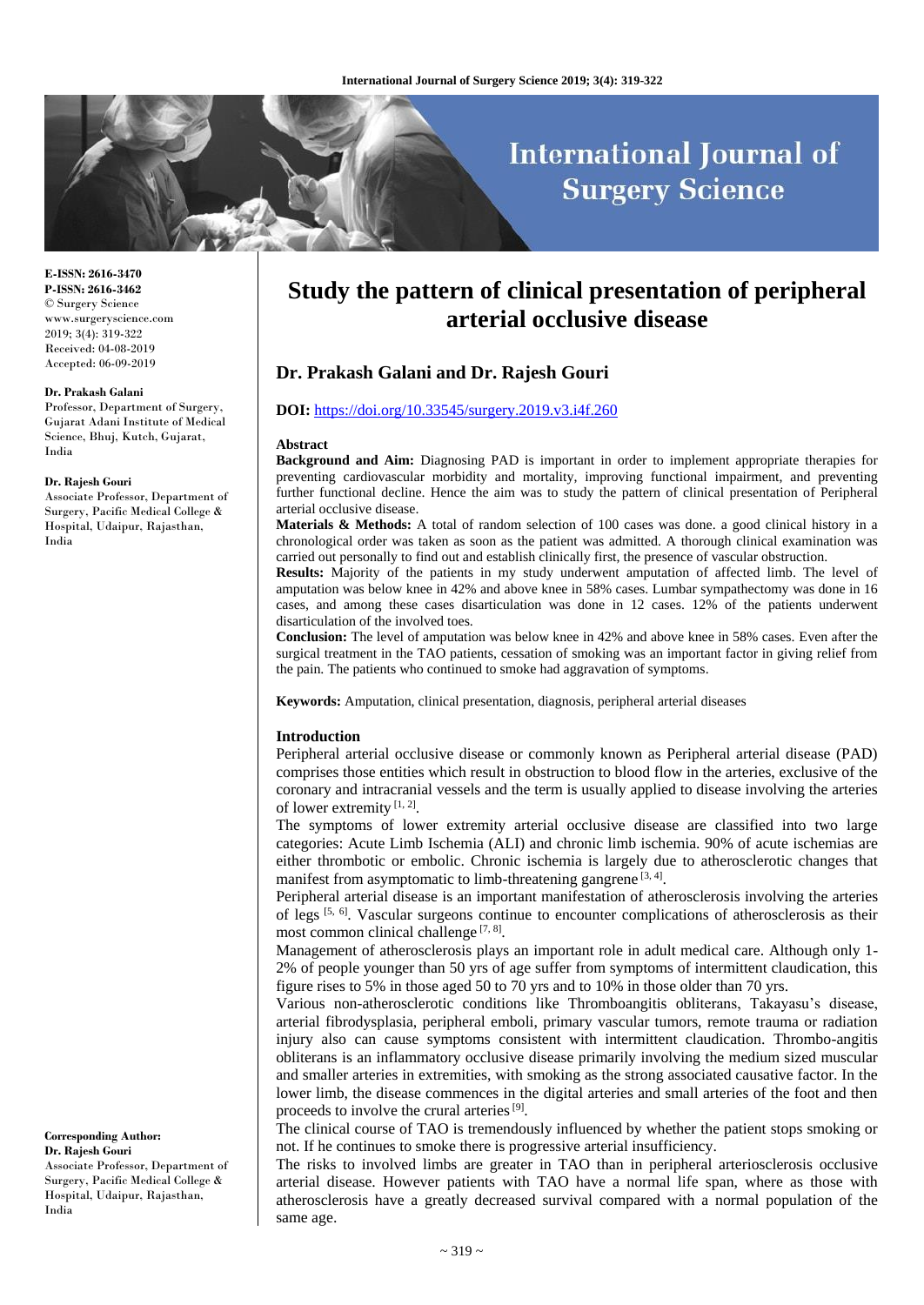**E-ISSN: 2616-3470**
**P-ISSN: 2616-3462**
© Surgery Science
www.surgeryscience.com
2019; 3(4): 319-322
Received: 04-08-2019
Accepted: 06-09-2019

**Dr. Prakash Galani**
Professor, Department of Surgery, Gujarat Adani Institute of Medical Science, Bhuj, Kutch, Gujarat, India

**Dr. Rajesh Gouri**
Associate Professor, Department of Surgery, Pacific Medical College & Hospital, Udaipur, Rajasthan, India

**Corresponding Author:**
**Dr. Rajesh Gouri**
Associate Professor, Department of Surgery, Pacific Medical College & Hospital, Udaipur, Rajasthan, India

# Study the pattern of clinical presentation of peripheral arterial occlusive disease

## Dr. Prakash Galani and Dr. Rajesh Gouri

**DOI:** https://doi.org/10.33545/surgery.2019.v3.i4f.260

### Abstract

**Background and Aim:** Diagnosing PAD is important in order to implement appropriate therapies for preventing cardiovascular morbidity and mortality, improving functional impairment, and preventing further functional decline. Hence the aim was to study the pattern of clinical presentation of Peripheral arterial occlusive disease.

**Materials & Methods:** A total of random selection of 100 cases was done. a good clinical history in a chronological order was taken as soon as the patient was admitted. A thorough clinical examination was carried out personally to find out and establish clinically first, the presence of vascular obstruction.

**Results:** Majority of the patients in my study underwent amputation of affected limb. The level of amputation was below knee in 42% and above knee in 58% cases. Lumbar sympathectomy was done in 16 cases, and among these cases disarticulation was done in 12 cases. 12% of the patients underwent disarticulation of the involved toes.

**Conclusion:** The level of amputation was below knee in 42% and above knee in 58% cases. Even after the surgical treatment in the TAO patients, cessation of smoking was an important factor in giving relief from the pain. The patients who continued to smoke had aggravation of symptoms.

**Keywords:** Amputation, clinical presentation, diagnosis, peripheral arterial diseases

### Introduction

Peripheral arterial occlusive disease or commonly known as Peripheral arterial disease (PAD) comprises those entities which result in obstruction to blood flow in the arteries, exclusive of the coronary and intracranial vessels and the term is usually applied to disease involving the arteries of lower extremity [1, 2].

The symptoms of lower extremity arterial occlusive disease are classified into two large categories: Acute Limb Ischemia (ALI) and chronic limb ischemia. 90% of acute ischemias are either thrombotic or embolic. Chronic ischemia is largely due to atherosclerotic changes that manifest from asymptomatic to limb-threatening gangrene [3, 4].

Peripheral arterial disease is an important manifestation of atherosclerosis involving the arteries of legs [5, 6]. Vascular surgeons continue to encounter complications of atherosclerosis as their most common clinical challenge [7, 8].

Management of atherosclerosis plays an important role in adult medical care. Although only 1-2% of people younger than 50 yrs of age suffer from symptoms of intermittent claudication, this figure rises to 5% in those aged 50 to 70 yrs and to 10% in those older than 70 yrs.

Various non-atherosclerotic conditions like Thromboangitis obliterans, Takayasu's disease, arterial fibrodysplasia, peripheral emboli, primary vascular tumors, remote trauma or radiation injury also can cause symptoms consistent with intermittent claudication. Thrombo-angitis obliterans is an inflammatory occlusive disease primarily involving the medium sized muscular and smaller arteries in extremities, with smoking as the strong associated causative factor. In the lower limb, the disease commences in the digital arteries and small arteries of the foot and then proceeds to involve the crural arteries [9].

The clinical course of TAO is tremendously influenced by whether the patient stops smoking or not. If he continues to smoke there is progressive arterial insufficiency.

The risks to involved limbs are greater in TAO than in peripheral arteriosclerosis occlusive arterial disease. However patients with TAO have a normal life span, where as those with atherosclerosis have a greatly decreased survival compared with a normal population of the same age.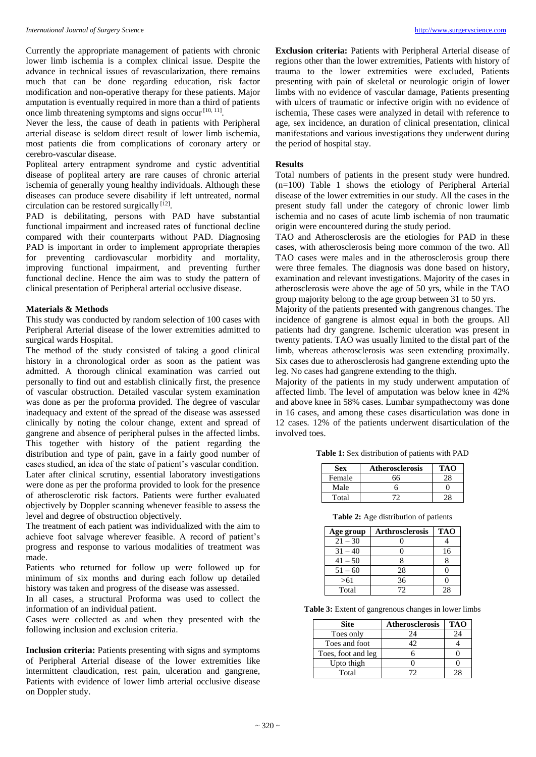Currently the appropriate management of patients with chronic lower limb ischemia is a complex clinical issue. Despite the advance in technical issues of revascularization, there remains much that can be done regarding education, risk factor modification and non-operative therapy for these patients. Major amputation is eventually required in more than a third of patients once limb threatening symptoms and signs occur [10, 11].

Never the less, the cause of death in patients with Peripheral arterial disease is seldom direct result of lower limb ischemia, most patients die from complications of coronary artery or cerebro-vascular disease.

Popliteal artery entrapment syndrome and cystic adventitial disease of popliteal artery are rare causes of chronic arterial ischemia of generally young healthy individuals. Although these diseases can produce severe disability if left untreated, normal circulation can be restored surgically [12].

PAD is debilitating, persons with PAD have substantial functional impairment and increased rates of functional decline compared with their counterparts without PAD. Diagnosing PAD is important in order to implement appropriate therapies for preventing cardiovascular morbidity and mortality, improving functional impairment, and preventing further functional decline. Hence the aim was to study the pattern of clinical presentation of Peripheral arterial occlusive disease.

## Materials & Methods

This study was conducted by random selection of 100 cases with Peripheral Arterial disease of the lower extremities admitted to surgical wards Hospital.

The method of the study consisted of taking a good clinical history in a chronological order as soon as the patient was admitted. A thorough clinical examination was carried out personally to find out and establish clinically first, the presence of vascular obstruction. Detailed vascular system examination was done as per the proforma provided. The degree of vascular inadequacy and extent of the spread of the disease was assessed clinically by noting the colour change, extent and spread of gangrene and absence of peripheral pulses in the affected limbs. This together with history of the patient regarding the distribution and type of pain, gave in a fairly good number of cases studied, an idea of the state of patient's vascular condition.

Later after clinical scrutiny, essential laboratory investigations were done as per the proforma provided to look for the presence of atherosclerotic risk factors. Patients were further evaluated objectively by Doppler scanning whenever feasible to assess the level and degree of obstruction objectively.

The treatment of each patient was individualized with the aim to achieve foot salvage wherever feasible. A record of patient's progress and response to various modalities of treatment was made.

Patients who returned for follow up were followed up for minimum of six months and during each follow up detailed history was taken and progress of the disease was assessed.

In all cases, a structural Proforma was used to collect the information of an individual patient.

Cases were collected as and when they presented with the following inclusion and exclusion criteria.

**Inclusion criteria:** Patients presenting with signs and symptoms of Peripheral Arterial disease of the lower extremities like intermittent claudication, rest pain, ulceration and gangrene, Patients with evidence of lower limb arterial occlusive disease on Doppler study.

**Exclusion criteria:** Patients with Peripheral Arterial disease of regions other than the lower extremities, Patients with history of trauma to the lower extremities were excluded, Patients presenting with pain of skeletal or neurologic origin of lower limbs with no evidence of vascular damage, Patients presenting with ulcers of traumatic or infective origin with no evidence of ischemia, These cases were analyzed in detail with reference to age, sex incidence, an duration of clinical presentation, clinical manifestations and various investigations they underwent during the period of hospital stay.

## Results

Total numbers of patients in the present study were hundred. (n=100) Table 1 shows the etiology of Peripheral Arterial disease of the lower extremities in our study. All the cases in the present study fall under the category of chronic lower limb ischemia and no cases of acute limb ischemia of non traumatic origin were encountered during the study period.

TAO and Atherosclerosis are the etiologies for PAD in these cases, with atherosclerosis being more common of the two. All TAO cases were males and in the atherosclerosis group there were three females. The diagnosis was done based on history, examination and relevant investigations. Majority of the cases in atherosclerosis were above the age of 50 yrs, while in the TAO group majority belong to the age group between 31 to 50 yrs.

Majority of the patients presented with gangrenous changes. The incidence of gangrene is almost equal in both the groups. All patients had dry gangrene. Ischemic ulceration was present in twenty patients. TAO was usually limited to the distal part of the limb, whereas atherosclerosis was seen extending proximally. Six cases due to atherosclerosis had gangrene extending upto the leg. No cases had gangrene extending to the thigh.

Majority of the patients in my study underwent amputation of affected limb. The level of amputation was below knee in 42% and above knee in 58% cases. Lumbar sympathectomy was done in 16 cases, and among these cases disarticulation was done in 12 cases. 12% of the patients underwent disarticulation of the involved toes.

**Table 1:** Sex distribution of patients with PAD

| Sex | Atherosclerosis | TAO |
|---|---|---|
| Female | 66 | 28 |
| Male | 6 | 0 |
| Total | 72 | 28 |

**Table 2:** Age distribution of patients

| Age group | Arthrosclerosis | TAO |
|---|---|---|
| 21 – 30 | 0 | 4 |
| 31 – 40 | 0 | 16 |
| 41 – 50 | 8 | 8 |
| 51 – 60 | 28 | 0 |
| >61 | 36 | 0 |
| Total | 72 | 28 |

**Table 3:** Extent of gangrenous changes in lower limbs

| Site | Atherosclerosis | TAO |
|---|---|---|
| Toes only | 24 | 24 |
| Toes and foot | 42 | 4 |
| Toes, foot and leg | 6 | 0 |
| Upto thigh | 0 | 0 |
| Total | 72 | 28 |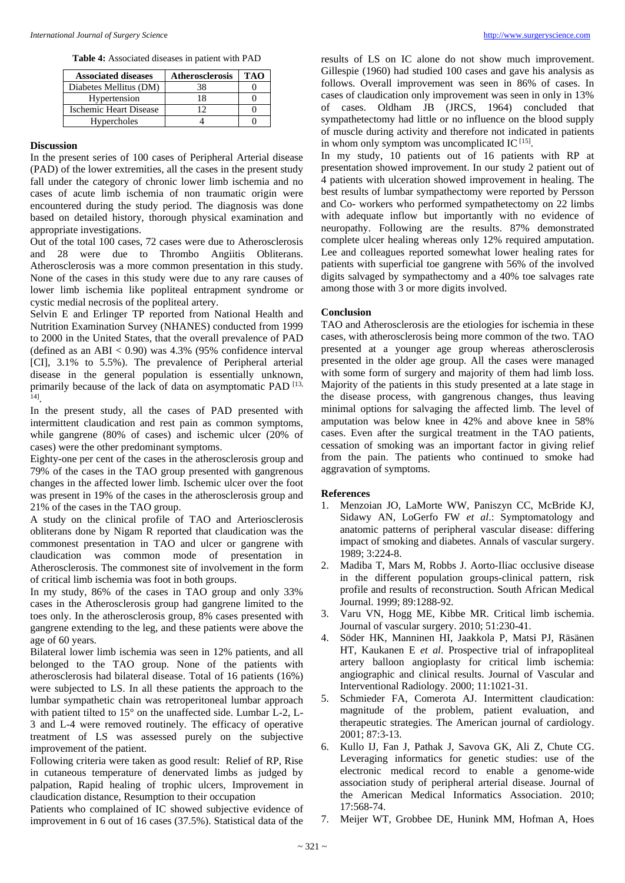**Table 4:** Associated diseases in patient with PAD

| Associated diseases | Atherosclerosis | TAO |
|---|---|---|
| Diabetes Mellitus (DM) | 38 | 0 |
| Hypertension | 18 | 0 |
| Ischemic Heart Disease | 12 | 0 |
| Hypercholes | 4 | 0 |

## Discussion

In the present series of 100 cases of Peripheral Arterial disease (PAD) of the lower extremities, all the cases in the present study fall under the category of chronic lower limb ischemia and no cases of acute limb ischemia of non traumatic origin were encountered during the study period. The diagnosis was done based on detailed history, thorough physical examination and appropriate investigations.

Out of the total 100 cases, 72 cases were due to Atherosclerosis and 28 were due to Thrombo Angiitis Obliterans. Atherosclerosis was a more common presentation in this study. None of the cases in this study were due to any rare causes of lower limb ischemia like popliteal entrapment syndrome or cystic medial necrosis of the popliteal artery.

Selvin E and Erlinger TP reported from National Health and Nutrition Examination Survey (NHANES) conducted from 1999 to 2000 in the United States, that the overall prevalence of PAD (defined as an ABI < 0.90) was 4.3% (95% confidence interval [CI], 3.1% to 5.5%). The prevalence of Peripheral arterial disease in the general population is essentially unknown, primarily because of the lack of data on asymptomatic PAD [13, 14].

In the present study, all the cases of PAD presented with intermittent claudication and rest pain as common symptoms, while gangrene (80% of cases) and ischemic ulcer (20% of cases) were the other predominant symptoms.

Eighty-one per cent of the cases in the atherosclerosis group and 79% of the cases in the TAO group presented with gangrenous changes in the affected lower limb. Ischemic ulcer over the foot was present in 19% of the cases in the atherosclerosis group and 21% of the cases in the TAO group.

A study on the clinical profile of TAO and Arteriosclerosis obliterans done by Nigam R reported that claudication was the commonest presentation in TAO and ulcer or gangrene with claudication was common mode of presentation in Atherosclerosis. The commonest site of involvement in the form of critical limb ischemia was foot in both groups.

In my study, 86% of the cases in TAO group and only 33% cases in the Atherosclerosis group had gangrene limited to the toes only. In the atherosclerosis group, 8% cases presented with gangrene extending to the leg, and these patients were above the age of 60 years.

Bilateral lower limb ischemia was seen in 12% patients, and all belonged to the TAO group. None of the patients with atherosclerosis had bilateral disease. Total of 16 patients (16%) were subjected to LS. In all these patients the approach to the lumbar sympathetic chain was retroperitoneal lumbar approach with patient tilted to 15° on the unaffected side. Lumbar L-2, L-3 and L-4 were removed routinely. The efficacy of operative treatment of LS was assessed purely on the subjective improvement of the patient.

Following criteria were taken as good result: Relief of RP, Rise in cutaneous temperature of denervated limbs as judged by palpation, Rapid healing of trophic ulcers, Improvement in claudication distance, Resumption to their occupation

Patients who complained of IC showed subjective evidence of improvement in 6 out of 16 cases (37.5%). Statistical data of the results of LS on IC alone do not show much improvement. Gillespie (1960) had studied 100 cases and gave his analysis as follows. Overall improvement was seen in 86% of cases. In cases of claudication only improvement was seen in only in 13% of cases. Oldham JB (JRCS, 1964) concluded that sympathectomy had little or no influence on the blood supply of muscle during activity and therefore not indicated in patients in whom only symptom was uncomplicated IC [15].

In my study, 10 patients out of 16 patients with RP at presentation showed improvement. In our study 2 patient out of 4 patients with ulceration showed improvement in healing. The best results of lumbar sympathectomy were reported by Persson and Co- workers who performed sympathectomy on 22 limbs with adequate inflow but importantly with no evidence of neuropathy. Following are the results. 87% demonstrated complete ulcer healing whereas only 12% required amputation. Lee and colleagues reported somewhat lower healing rates for patients with superficial toe gangrene with 56% of the involved digits salvaged by sympathectomy and a 40% toe salvages rate among those with 3 or more digits involved.

## Conclusion

TAO and Atherosclerosis are the etiologies for ischemia in these cases, with atherosclerosis being more common of the two. TAO presented at a younger age group whereas atherosclerosis presented in the older age group. All the cases were managed with some form of surgery and majority of them had limb loss. Majority of the patients in this study presented at a late stage in the disease process, with gangrenous changes, thus leaving minimal options for salvaging the affected limb. The level of amputation was below knee in 42% and above knee in 58% cases. Even after the surgical treatment in the TAO patients, cessation of smoking was an important factor in giving relief from the pain. The patients who continued to smoke had aggravation of symptoms.

## References

1. Menzoian JO, LaMorte WW, Paniszyn CC, McBride KJ, Sidawy AN, LoGerfo FW *et al*.: Symptomatology and anatomic patterns of peripheral vascular disease: differing impact of smoking and diabetes. Annals of vascular surgery. 1989; 3:224-8.
2. Madiba T, Mars M, Robbs J. Aorto-Iliac occlusive disease in the different population groups-clinical pattern, risk profile and results of reconstruction. South African Medical Journal. 1999; 89:1288-92.
3. Varu VN, Hogg ME, Kibbe MR. Critical limb ischemia. Journal of vascular surgery. 2010; 51:230-41.
4. Söder HK, Manninen HI, Jaakkola P, Matsi PJ, Räsänen HT, Kaukanen E *et al*. Prospective trial of infrapopliteal artery balloon angioplasty for critical limb ischemia: angiographic and clinical results. Journal of Vascular and Interventional Radiology. 2000; 11:1021-31.
5. Schmieder FA, Comerota AJ. Intermittent claudication: magnitude of the problem, patient evaluation, and therapeutic strategies. The American journal of cardiology. 2001; 87:3-13.
6. Kullo IJ, Fan J, Pathak J, Savova GK, Ali Z, Chute CG. Leveraging informatics for genetic studies: use of the electronic medical record to enable a genome-wide association study of peripheral arterial disease. Journal of the American Medical Informatics Association. 2010; 17:568-74.
7. Meijer WT, Grobbee DE, Hunink MM, Hofman A, Hoes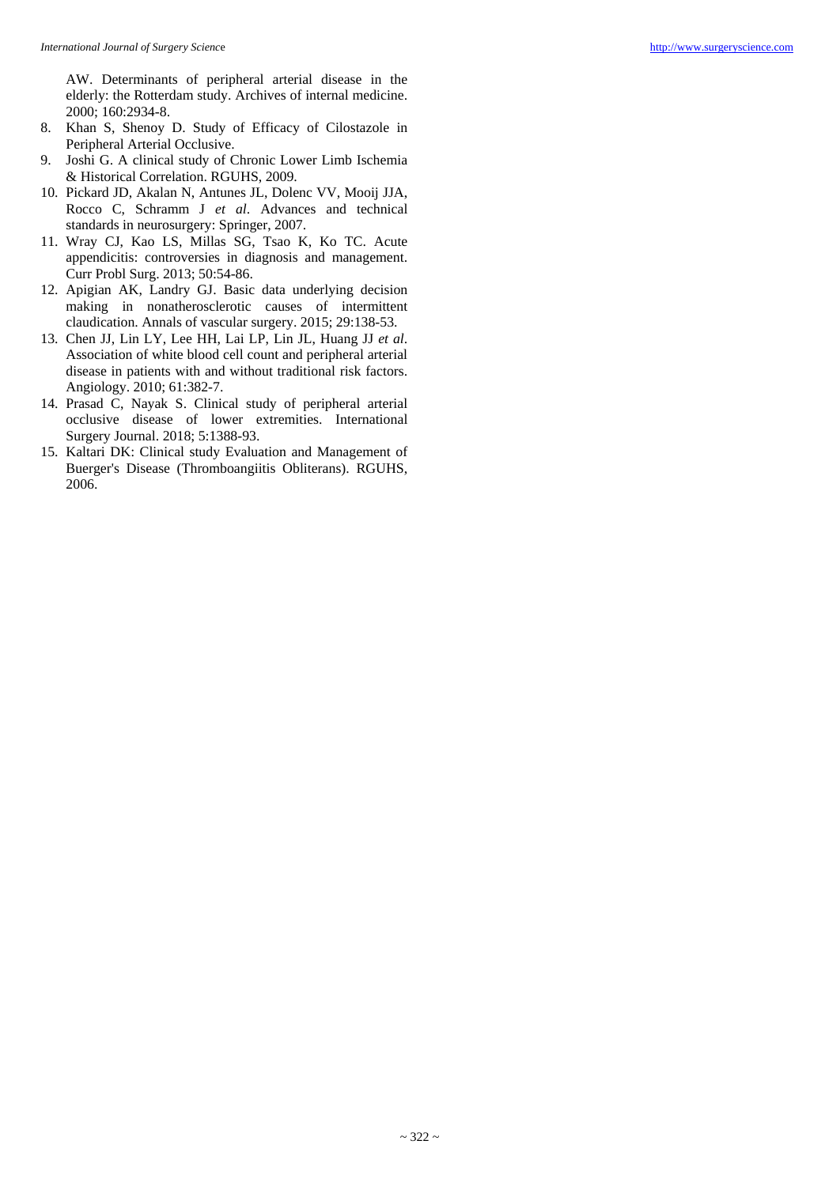AW. Determinants of peripheral arterial disease in the elderly: the Rotterdam study. Archives of internal medicine. 2000; 160:2934-8.

8. Khan S, Shenoy D. Study of Efficacy of Cilostazole in Peripheral Arterial Occlusive.
9. Joshi G. A clinical study of Chronic Lower Limb Ischemia & Historical Correlation. RGUHS, 2009.
10. Pickard JD, Akalan N, Antunes JL, Dolenc VV, Mooij JJA, Rocco C, Schramm J *et al*. Advances and technical standards in neurosurgery: Springer, 2007.
11. Wray CJ, Kao LS, Millas SG, Tsao K, Ko TC. Acute appendicitis: controversies in diagnosis and management. Curr Probl Surg. 2013; 50:54-86.
12. Apigian AK, Landry GJ. Basic data underlying decision making in nonatherosclerotic causes of intermittent claudication. Annals of vascular surgery. 2015; 29:138-53.
13. Chen JJ, Lin LY, Lee HH, Lai LP, Lin JL, Huang JJ *et al*. Association of white blood cell count and peripheral arterial disease in patients with and without traditional risk factors. Angiology. 2010; 61:382-7.
14. Prasad C, Nayak S. Clinical study of peripheral arterial occlusive disease of lower extremities. International Surgery Journal. 2018; 5:1388-93.
15. Kaltari DK: Clinical study Evaluation and Management of Buerger's Disease (Thromboangiitis Obliterans). RGUHS, 2006.